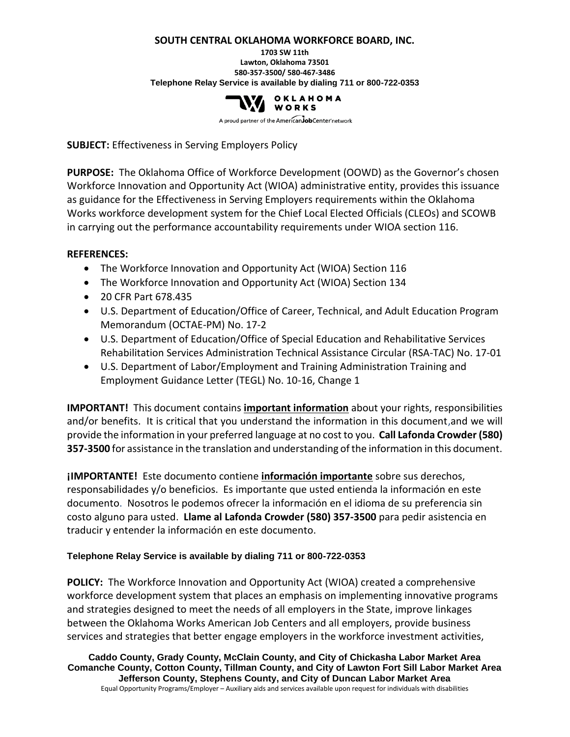**SOUTH CENTRAL OKLAHOMA WORKFORCE BOARD, INC.**

**1703 SW 11th**
**Lawton, Oklahoma 73501**
**580-357-3500/ 580-467-3486**
**Telephone Relay Service is available by dialing 711 or 800-722-0353**

OKLAHOMA WORKS

A proud partner of the AmericanJobCenter network

**SUBJECT:** Effectiveness in Serving Employers Policy

**PURPOSE:** The Oklahoma Office of Workforce Development (OOWD) as the Governor's chosen Workforce Innovation and Opportunity Act (WIOA) administrative entity, provides this issuance as guidance for the Effectiveness in Serving Employers requirements within the Oklahoma Works workforce development system for the Chief Local Elected Officials (CLEOs) and SCOWB in carrying out the performance accountability requirements under WIOA section 116.

**REFERENCES:**

- The Workforce Innovation and Opportunity Act (WIOA) Section 116
- The Workforce Innovation and Opportunity Act (WIOA) Section 134
- 20 CFR Part 678.435
- U.S. Department of Education/Office of Career, Technical, and Adult Education Program Memorandum (OCTAE-PM) No. 17-2
- U.S. Department of Education/Office of Special Education and Rehabilitative Services Rehabilitation Services Administration Technical Assistance Circular (RSA-TAC) No. 17-01
- U.S. Department of Labor/Employment and Training Administration Training and Employment Guidance Letter (TEGL) No. 10-16, Change 1

**IMPORTANT!** This document contains **important information** about your rights, responsibilities and/or benefits. It is critical that you understand the information in this document,and we will provide the information in your preferred language at no cost to you. **Call Lafonda Crowder (580) 357-3500** for assistance in the translation and understanding of the information in this document.

**¡IMPORTANTE!** Este documento contiene **información importante** sobre sus derechos, responsabilidades y/o beneficios. Es importante que usted entienda la información en este documento. Nosotros le podemos ofrecer la información en el idioma de su preferencia sin costo alguno para usted. **Llame al Lafonda Crowder (580) 357-3500** para pedir asistencia en traducir y entender la información en este documento.

**Telephone Relay Service is available by dialing 711 or 800-722-0353**

**POLICY:** The Workforce Innovation and Opportunity Act (WIOA) created a comprehensive workforce development system that places an emphasis on implementing innovative programs and strategies designed to meet the needs of all employers in the State, improve linkages between the Oklahoma Works American Job Centers and all employers, provide business services and strategies that better engage employers in the workforce investment activities,

**Caddo County, Grady County, McClain County, and City of Chickasha Labor Market Area**
**Comanche County, Cotton County, Tillman County, and City of Lawton Fort Sill Labor Market Area**
**Jefferson County, Stephens County, and City of Duncan Labor Market Area**
Equal Opportunity Programs/Employer – Auxiliary aids and services available upon request for individuals with disabilities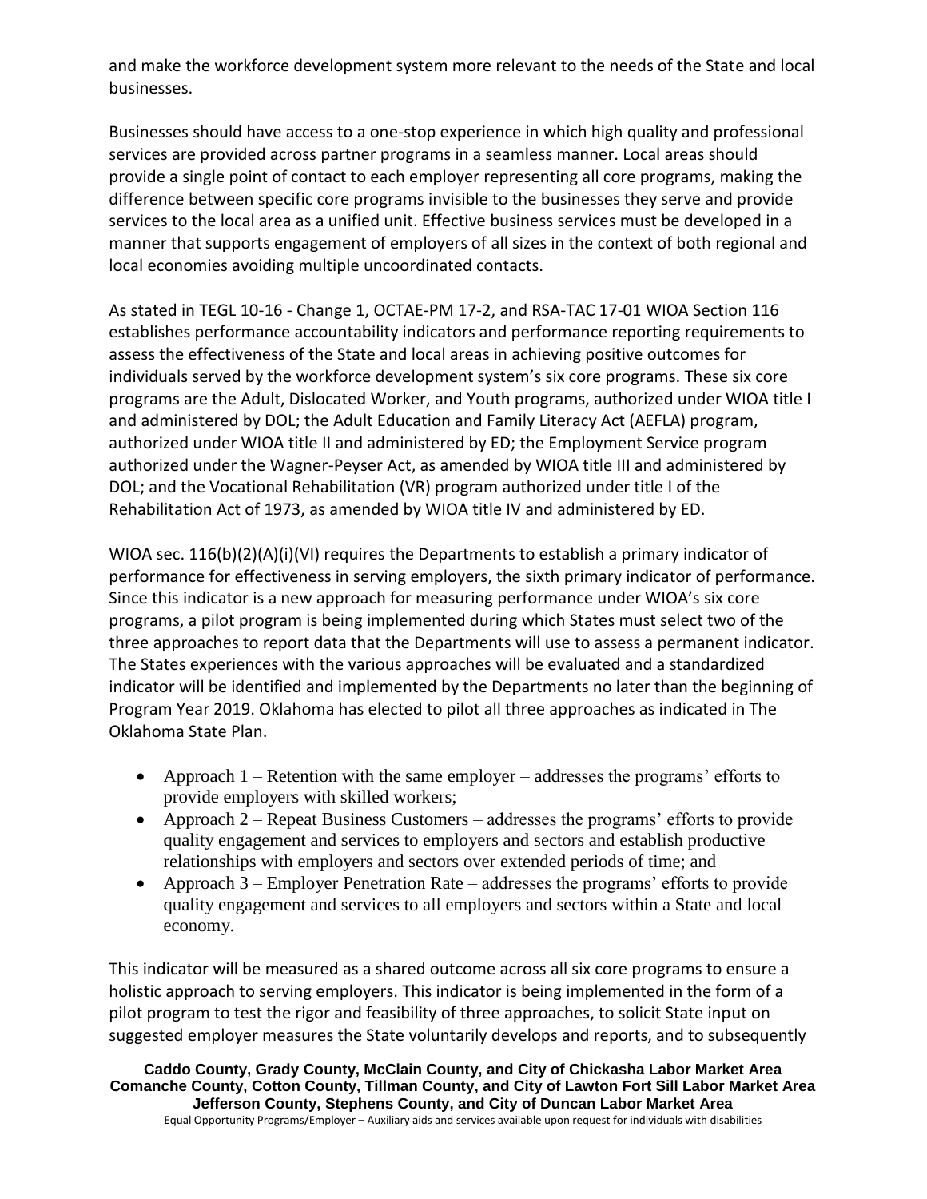and make the workforce development system more relevant to the needs of the State and local businesses.

Businesses should have access to a one-stop experience in which high quality and professional services are provided across partner programs in a seamless manner. Local areas should provide a single point of contact to each employer representing all core programs, making the difference between specific core programs invisible to the businesses they serve and provide services to the local area as a unified unit. Effective business services must be developed in a manner that supports engagement of employers of all sizes in the context of both regional and local economies avoiding multiple uncoordinated contacts.

As stated in TEGL 10-16 - Change 1, OCTAE-PM 17-2, and RSA-TAC 17-01 WIOA Section 116 establishes performance accountability indicators and performance reporting requirements to assess the effectiveness of the State and local areas in achieving positive outcomes for individuals served by the workforce development system's six core programs. These six core programs are the Adult, Dislocated Worker, and Youth programs, authorized under WIOA title I and administered by DOL; the Adult Education and Family Literacy Act (AEFLA) program, authorized under WIOA title II and administered by ED; the Employment Service program authorized under the Wagner-Peyser Act, as amended by WIOA title III and administered by DOL; and the Vocational Rehabilitation (VR) program authorized under title I of the Rehabilitation Act of 1973, as amended by WIOA title IV and administered by ED.

WIOA sec. 116(b)(2)(A)(i)(VI) requires the Departments to establish a primary indicator of performance for effectiveness in serving employers, the sixth primary indicator of performance. Since this indicator is a new approach for measuring performance under WIOA's six core programs, a pilot program is being implemented during which States must select two of the three approaches to report data that the Departments will use to assess a permanent indicator. The States experiences with the various approaches will be evaluated and a standardized indicator will be identified and implemented by the Departments no later than the beginning of Program Year 2019. Oklahoma has elected to pilot all three approaches as indicated in The Oklahoma State Plan.

- Approach 1 – Retention with the same employer – addresses the programs' efforts to provide employers with skilled workers;
- Approach 2 – Repeat Business Customers – addresses the programs' efforts to provide quality engagement and services to employers and sectors and establish productive relationships with employers and sectors over extended periods of time; and
- Approach 3 – Employer Penetration Rate – addresses the programs' efforts to provide quality engagement and services to all employers and sectors within a State and local economy.

This indicator will be measured as a shared outcome across all six core programs to ensure a holistic approach to serving employers. This indicator is being implemented in the form of a pilot program to test the rigor and feasibility of three approaches, to solicit State input on suggested employer measures the State voluntarily develops and reports, and to subsequently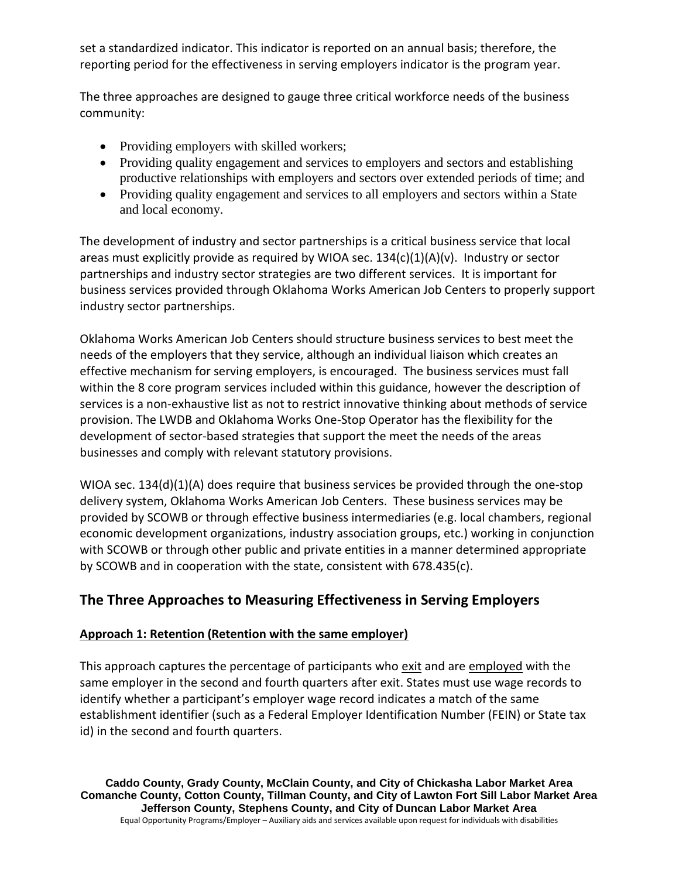set a standardized indicator. This indicator is reported on an annual basis; therefore, the reporting period for the effectiveness in serving employers indicator is the program year.

The three approaches are designed to gauge three critical workforce needs of the business community:

- Providing employers with skilled workers;
- Providing quality engagement and services to employers and sectors and establishing productive relationships with employers and sectors over extended periods of time; and
- Providing quality engagement and services to all employers and sectors within a State and local economy.

The development of industry and sector partnerships is a critical business service that local areas must explicitly provide as required by WIOA sec. 134(c)(1)(A)(v). Industry or sector partnerships and industry sector strategies are two different services. It is important for business services provided through Oklahoma Works American Job Centers to properly support industry sector partnerships.

Oklahoma Works American Job Centers should structure business services to best meet the needs of the employers that they service, although an individual liaison which creates an effective mechanism for serving employers, is encouraged. The business services must fall within the 8 core program services included within this guidance, however the description of services is a non-exhaustive list as not to restrict innovative thinking about methods of service provision. The LWDB and Oklahoma Works One-Stop Operator has the flexibility for the development of sector-based strategies that support the meet the needs of the areas businesses and comply with relevant statutory provisions.

WIOA sec. 134(d)(1)(A) does require that business services be provided through the one-stop delivery system, Oklahoma Works American Job Centers. These business services may be provided by SCOWB or through effective business intermediaries (e.g. local chambers, regional economic development organizations, industry association groups, etc.) working in conjunction with SCOWB or through other public and private entities in a manner determined appropriate by SCOWB and in cooperation with the state, consistent with 678.435(c).

## The Three Approaches to Measuring Effectiveness in Serving Employers

**Approach 1: Retention (Retention with the same employer)**

This approach captures the percentage of participants who exit and are employed with the same employer in the second and fourth quarters after exit. States must use wage records to identify whether a participant's employer wage record indicates a match of the same establishment identifier (such as a Federal Employer Identification Number (FEIN) or State tax id) in the second and fourth quarters.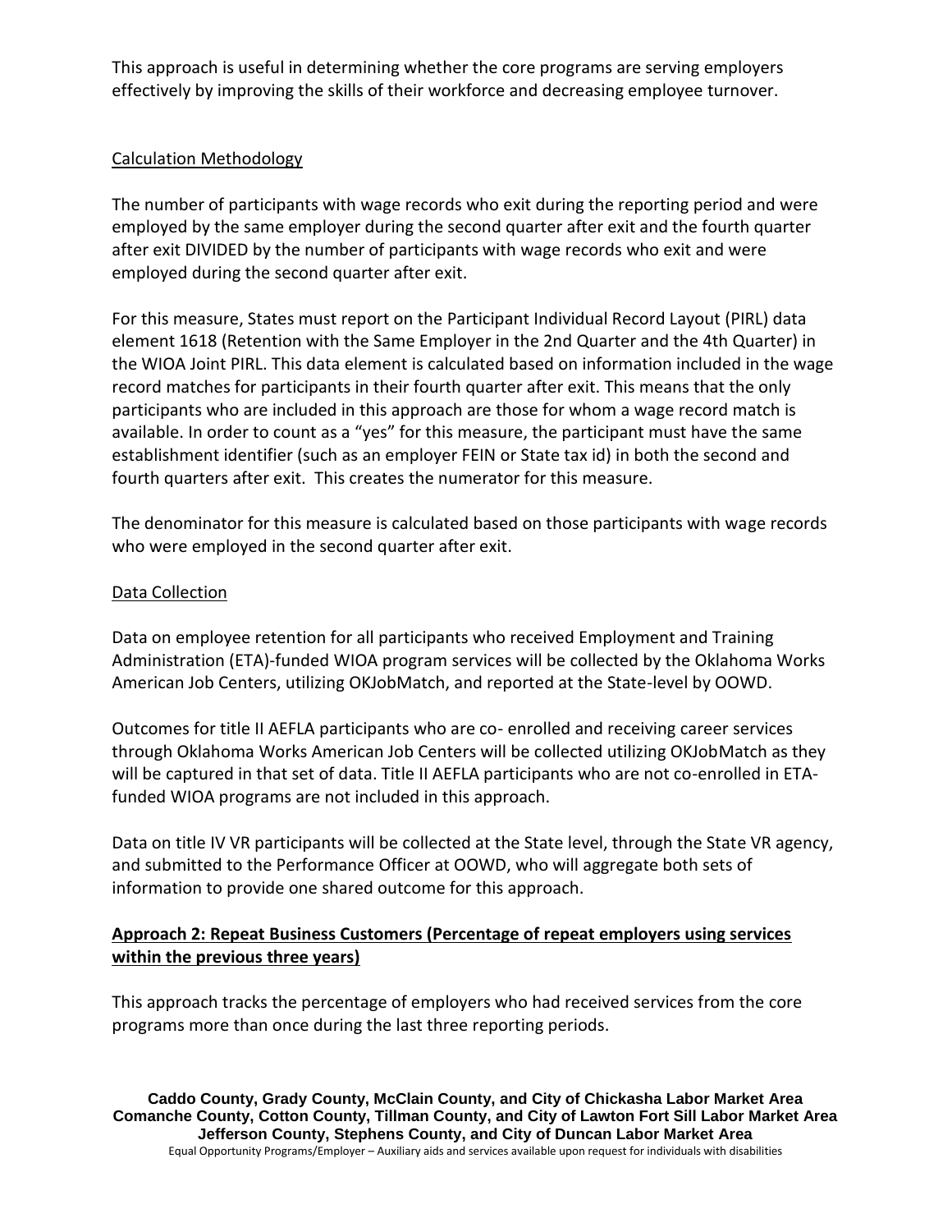This approach is useful in determining whether the core programs are serving employers effectively by improving the skills of their workforce and decreasing employee turnover.

Calculation Methodology

The number of participants with wage records who exit during the reporting period and were employed by the same employer during the second quarter after exit and the fourth quarter after exit DIVIDED by the number of participants with wage records who exit and were employed during the second quarter after exit.

For this measure, States must report on the Participant Individual Record Layout (PIRL) data element 1618 (Retention with the Same Employer in the 2nd Quarter and the 4th Quarter) in the WIOA Joint PIRL. This data element is calculated based on information included in the wage record matches for participants in their fourth quarter after exit. This means that the only participants who are included in this approach are those for whom a wage record match is available. In order to count as a "yes" for this measure, the participant must have the same establishment identifier (such as an employer FEIN or State tax id) in both the second and fourth quarters after exit. This creates the numerator for this measure.

The denominator for this measure is calculated based on those participants with wage records who were employed in the second quarter after exit.

Data Collection

Data on employee retention for all participants who received Employment and Training Administration (ETA)-funded WIOA program services will be collected by the Oklahoma Works American Job Centers, utilizing OKJobMatch, and reported at the State-level by OOWD.

Outcomes for title II AEFLA participants who are co- enrolled and receiving career services through Oklahoma Works American Job Centers will be collected utilizing OKJobMatch as they will be captured in that set of data. Title II AEFLA participants who are not co-enrolled in ETA-funded WIOA programs are not included in this approach.

Data on title IV VR participants will be collected at the State level, through the State VR agency, and submitted to the Performance Officer at OOWD, who will aggregate both sets of information to provide one shared outcome for this approach.

**Approach 2: Repeat Business Customers (Percentage of repeat employers using services within the previous three years)**

This approach tracks the percentage of employers who had received services from the core programs more than once during the last three reporting periods.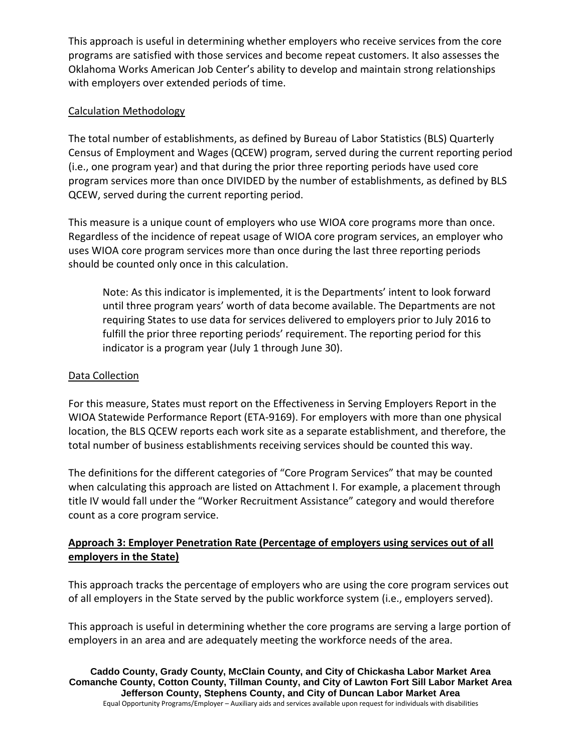This approach is useful in determining whether employers who receive services from the core programs are satisfied with those services and become repeat customers. It also assesses the Oklahoma Works American Job Center's ability to develop and maintain strong relationships with employers over extended periods of time.

Calculation Methodology

The total number of establishments, as defined by Bureau of Labor Statistics (BLS) Quarterly Census of Employment and Wages (QCEW) program, served during the current reporting period (i.e., one program year) and that during the prior three reporting periods have used core program services more than once DIVIDED by the number of establishments, as defined by BLS QCEW, served during the current reporting period.

This measure is a unique count of employers who use WIOA core programs more than once. Regardless of the incidence of repeat usage of WIOA core program services, an employer who uses WIOA core program services more than once during the last three reporting periods should be counted only once in this calculation.

> Note: As this indicator is implemented, it is the Departments' intent to look forward until three program years' worth of data become available. The Departments are not requiring States to use data for services delivered to employers prior to July 2016 to fulfill the prior three reporting periods' requirement. The reporting period for this indicator is a program year (July 1 through June 30).

Data Collection

For this measure, States must report on the Effectiveness in Serving Employers Report in the WIOA Statewide Performance Report (ETA-9169). For employers with more than one physical location, the BLS QCEW reports each work site as a separate establishment, and therefore, the total number of business establishments receiving services should be counted this way.

The definitions for the different categories of "Core Program Services" that may be counted when calculating this approach are listed on Attachment I. For example, a placement through title IV would fall under the "Worker Recruitment Assistance" category and would therefore count as a core program service.

**Approach 3: Employer Penetration Rate (Percentage of employers using services out of all employers in the State)**

This approach tracks the percentage of employers who are using the core program services out of all employers in the State served by the public workforce system (i.e., employers served).

This approach is useful in determining whether the core programs are serving a large portion of employers in an area and are adequately meeting the workforce needs of the area.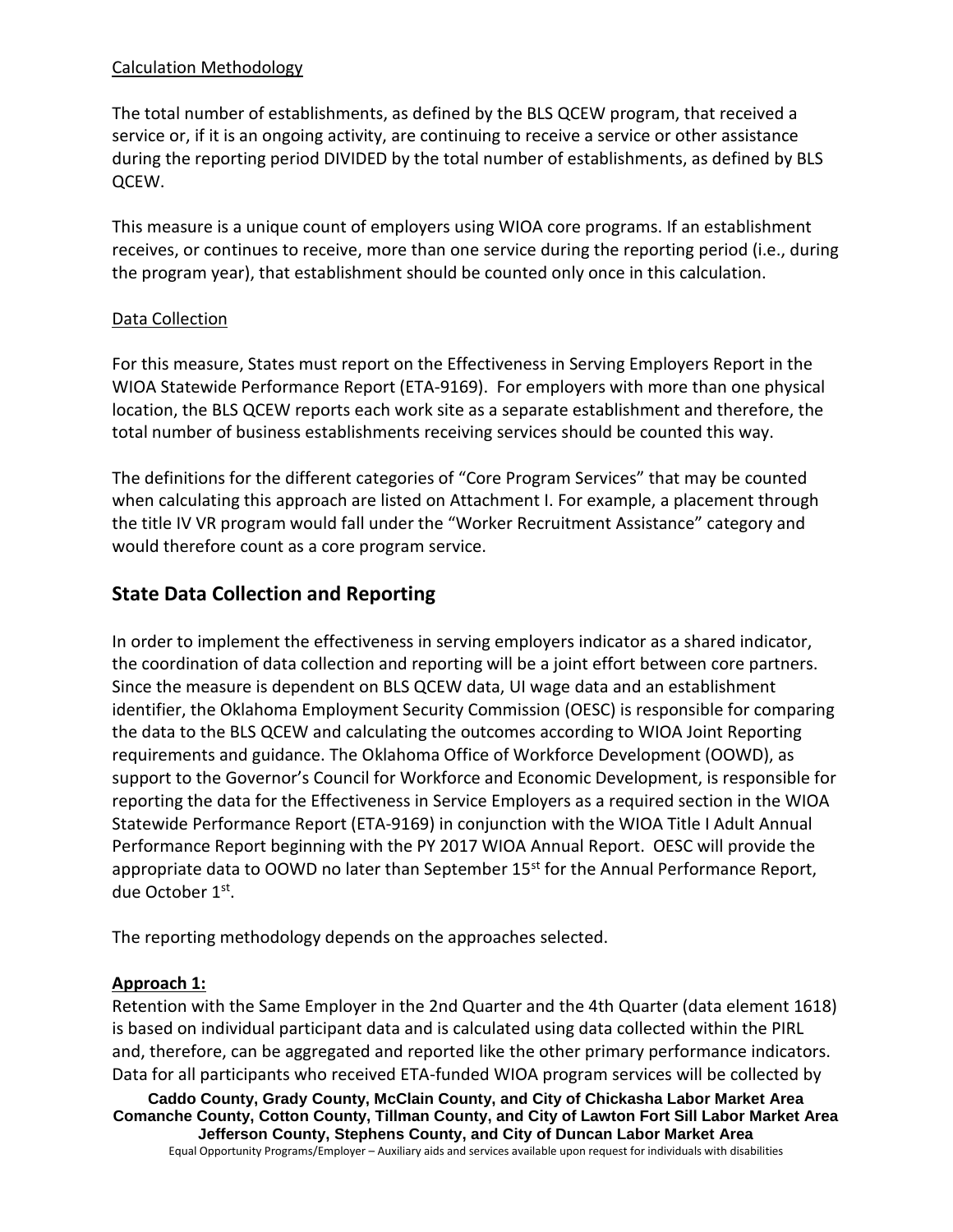Calculation Methodology

The total number of establishments, as defined by the BLS QCEW program, that received a service or, if it is an ongoing activity, are continuing to receive a service or other assistance during the reporting period DIVIDED by the total number of establishments, as defined by BLS QCEW.

This measure is a unique count of employers using WIOA core programs. If an establishment receives, or continues to receive, more than one service during the reporting period (i.e., during the program year), that establishment should be counted only once in this calculation.

Data Collection

For this measure, States must report on the Effectiveness in Serving Employers Report in the WIOA Statewide Performance Report (ETA-9169). For employers with more than one physical location, the BLS QCEW reports each work site as a separate establishment and therefore, the total number of business establishments receiving services should be counted this way.

The definitions for the different categories of "Core Program Services" that may be counted when calculating this approach are listed on Attachment I. For example, a placement through the title IV VR program would fall under the "Worker Recruitment Assistance" category and would therefore count as a core program service.

## State Data Collection and Reporting

In order to implement the effectiveness in serving employers indicator as a shared indicator, the coordination of data collection and reporting will be a joint effort between core partners. Since the measure is dependent on BLS QCEW data, UI wage data and an establishment identifier, the Oklahoma Employment Security Commission (OESC) is responsible for comparing the data to the BLS QCEW and calculating the outcomes according to WIOA Joint Reporting requirements and guidance. The Oklahoma Office of Workforce Development (OOWD), as support to the Governor's Council for Workforce and Economic Development, is responsible for reporting the data for the Effectiveness in Service Employers as a required section in the WIOA Statewide Performance Report (ETA-9169) in conjunction with the WIOA Title I Adult Annual Performance Report beginning with the PY 2017 WIOA Annual Report. OESC will provide the appropriate data to OOWD no later than September 15st for the Annual Performance Report, due October 1st.

The reporting methodology depends on the approaches selected.

**Approach 1:**

Retention with the Same Employer in the 2nd Quarter and the 4th Quarter (data element 1618) is based on individual participant data and is calculated using data collected within the PIRL and, therefore, can be aggregated and reported like the other primary performance indicators. Data for all participants who received ETA-funded WIOA program services will be collected by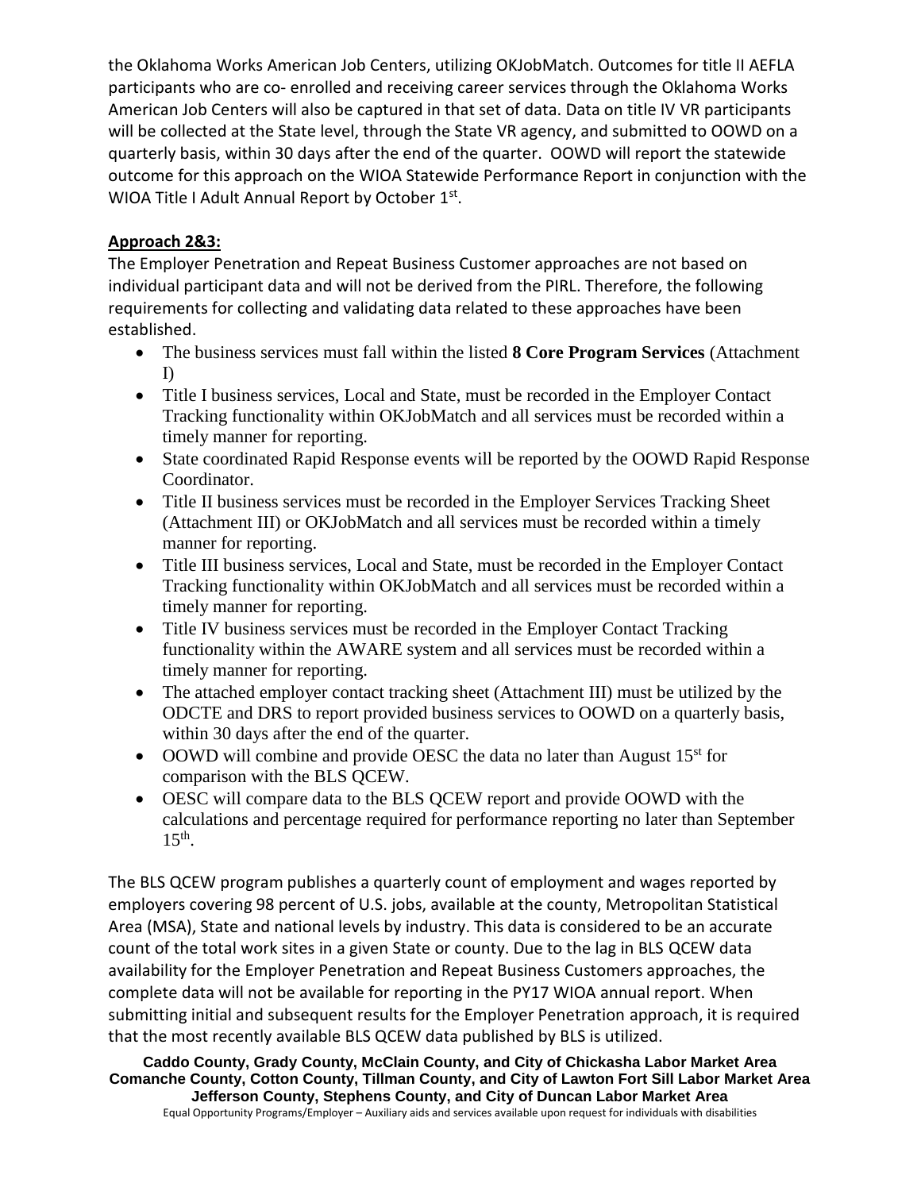the Oklahoma Works American Job Centers, utilizing OKJobMatch. Outcomes for title II AEFLA participants who are co- enrolled and receiving career services through the Oklahoma Works American Job Centers will also be captured in that set of data. Data on title IV VR participants will be collected at the State level, through the State VR agency, and submitted to OOWD on a quarterly basis, within 30 days after the end of the quarter. OOWD will report the statewide outcome for this approach on the WIOA Statewide Performance Report in conjunction with the WIOA Title I Adult Annual Report by October 1st.

**Approach 2&3:**

The Employer Penetration and Repeat Business Customer approaches are not based on individual participant data and will not be derived from the PIRL. Therefore, the following requirements for collecting and validating data related to these approaches have been established.

- The business services must fall within the listed **8 Core Program Services** (Attachment I)
- Title I business services, Local and State, must be recorded in the Employer Contact Tracking functionality within OKJobMatch and all services must be recorded within a timely manner for reporting.
- State coordinated Rapid Response events will be reported by the OOWD Rapid Response Coordinator.
- Title II business services must be recorded in the Employer Services Tracking Sheet (Attachment III) or OKJobMatch and all services must be recorded within a timely manner for reporting.
- Title III business services, Local and State, must be recorded in the Employer Contact Tracking functionality within OKJobMatch and all services must be recorded within a timely manner for reporting.
- Title IV business services must be recorded in the Employer Contact Tracking functionality within the AWARE system and all services must be recorded within a timely manner for reporting.
- The attached employer contact tracking sheet (Attachment III) must be utilized by the ODCTE and DRS to report provided business services to OOWD on a quarterly basis, within 30 days after the end of the quarter.
- OOWD will combine and provide OESC the data no later than August 15st for comparison with the BLS QCEW.
- OESC will compare data to the BLS QCEW report and provide OOWD with the calculations and percentage required for performance reporting no later than September 15th.

The BLS QCEW program publishes a quarterly count of employment and wages reported by employers covering 98 percent of U.S. jobs, available at the county, Metropolitan Statistical Area (MSA), State and national levels by industry. This data is considered to be an accurate count of the total work sites in a given State or county. Due to the lag in BLS QCEW data availability for the Employer Penetration and Repeat Business Customers approaches, the complete data will not be available for reporting in the PY17 WIOA annual report. When submitting initial and subsequent results for the Employer Penetration approach, it is required that the most recently available BLS QCEW data published by BLS is utilized.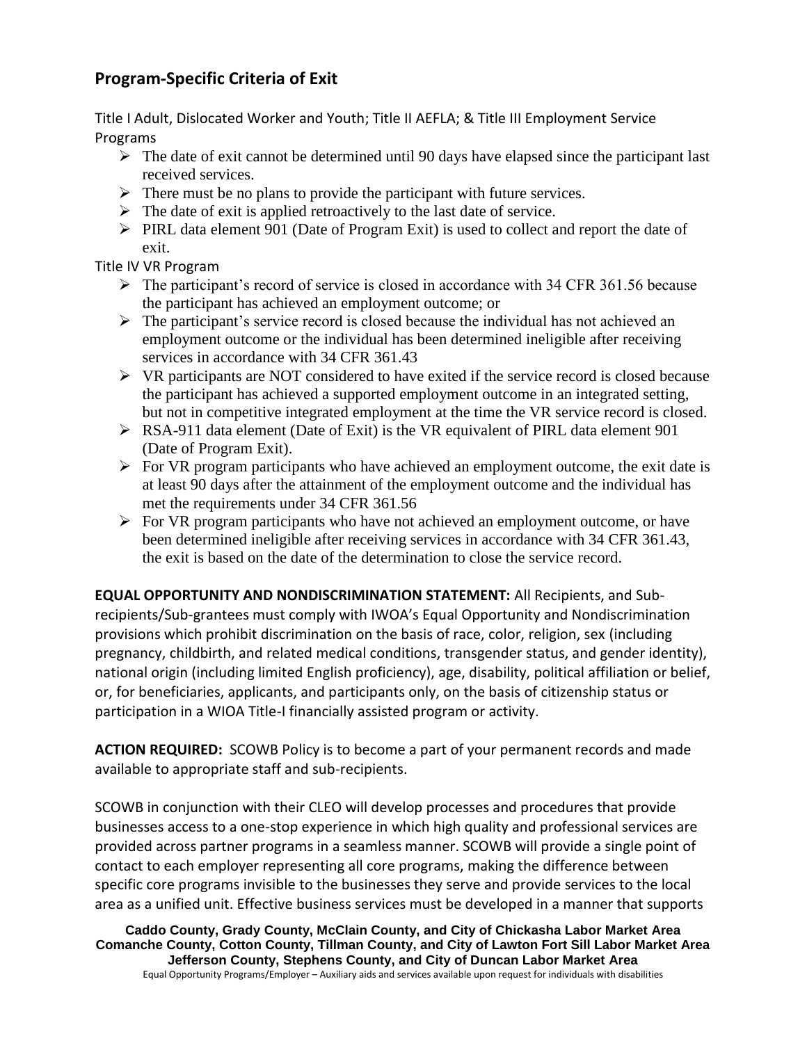## Program-Specific Criteria of Exit

Title I Adult, Dislocated Worker and Youth; Title II AEFLA; & Title III Employment Service Programs

- The date of exit cannot be determined until 90 days have elapsed since the participant last received services.
- There must be no plans to provide the participant with future services.
- The date of exit is applied retroactively to the last date of service.
- PIRL data element 901 (Date of Program Exit) is used to collect and report the date of exit.

Title IV VR Program

- The participant's record of service is closed in accordance with 34 CFR 361.56 because the participant has achieved an employment outcome; or
- The participant's service record is closed because the individual has not achieved an employment outcome or the individual has been determined ineligible after receiving services in accordance with 34 CFR 361.43
- VR participants are NOT considered to have exited if the service record is closed because the participant has achieved a supported employment outcome in an integrated setting, but not in competitive integrated employment at the time the VR service record is closed.
- RSA-911 data element (Date of Exit) is the VR equivalent of PIRL data element 901 (Date of Program Exit).
- For VR program participants who have achieved an employment outcome, the exit date is at least 90 days after the attainment of the employment outcome and the individual has met the requirements under 34 CFR 361.56
- For VR program participants who have not achieved an employment outcome, or have been determined ineligible after receiving services in accordance with 34 CFR 361.43, the exit is based on the date of the determination to close the service record.

**EQUAL OPPORTUNITY AND NONDISCRIMINATION STATEMENT:** All Recipients, and Sub-recipients/Sub-grantees must comply with IWOA's Equal Opportunity and Nondiscrimination provisions which prohibit discrimination on the basis of race, color, religion, sex (including pregnancy, childbirth, and related medical conditions, transgender status, and gender identity), national origin (including limited English proficiency), age, disability, political affiliation or belief, or, for beneficiaries, applicants, and participants only, on the basis of citizenship status or participation in a WIOA Title-I financially assisted program or activity.

**ACTION REQUIRED:** SCOWB Policy is to become a part of your permanent records and made available to appropriate staff and sub-recipients.

SCOWB in conjunction with their CLEO will develop processes and procedures that provide businesses access to a one-stop experience in which high quality and professional services are provided across partner programs in a seamless manner. SCOWB will provide a single point of contact to each employer representing all core programs, making the difference between specific core programs invisible to the businesses they serve and provide services to the local area as a unified unit. Effective business services must be developed in a manner that supports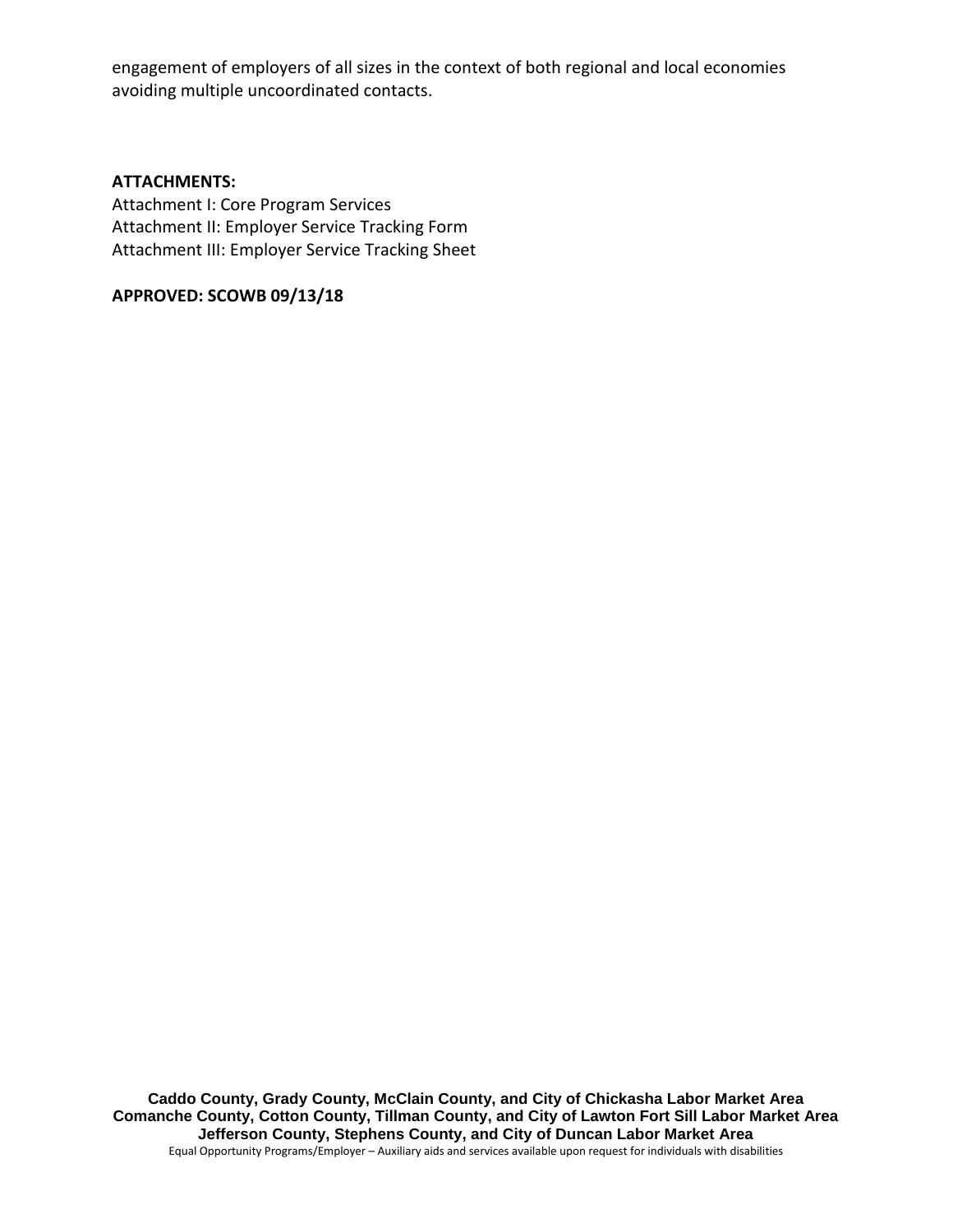engagement of employers of all sizes in the context of both regional and local economies avoiding multiple uncoordinated contacts.

**ATTACHMENTS:**
Attachment I: Core Program Services
Attachment II: Employer Service Tracking Form
Attachment III: Employer Service Tracking Sheet

**APPROVED: SCOWB 09/13/18**